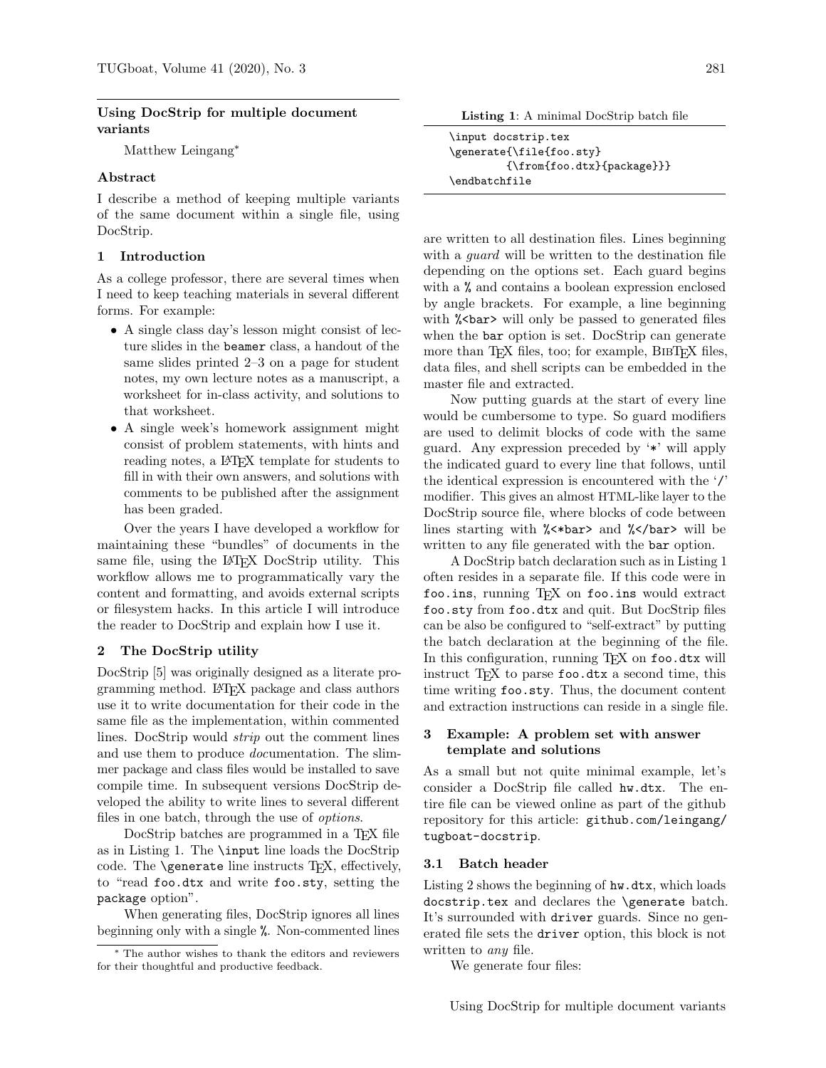# Using DocStrip for multiple document variants

Matthew Leingang*

## Abstract

I describe a method of keeping multiple variants of the same document within a single file, using DocStrip.

## 1 Introduction

As a college professor, there are several times when I need to keep teaching materials in several different forms. For example:

- A single class day's lesson might consist of lecture slides in the `beamer` class, a handout of the same slides printed 2–3 on a page for student notes, my own lecture notes as a manuscript, a worksheet for in-class activity, and solutions to that worksheet.
- A single week's homework assignment might consist of problem statements, with hints and reading notes, a LaTeX template for students to fill in with their own answers, and solutions with comments to be published after the assignment has been graded.

Over the years I have developed a workflow for maintaining these "bundles" of documents in the same file, using the LaTeX DocStrip utility. This workflow allows me to programmatically vary the content and formatting, and avoids external scripts or filesystem hacks. In this article I will introduce the reader to DocStrip and explain how I use it.

## 2 The DocStrip utility

DocStrip [5] was originally designed as a literate programming method. LaTeX package and class authors use it to write documentation for their code in the same file as the implementation, within commented lines. DocStrip would *strip* out the comment lines and use them to produce *doc*umentation. The slimmer package and class files would be installed to save compile time. In subsequent versions DocStrip developed the ability to write lines to several different files in one batch, through the use of *options*.

DocStrip batches are programmed in a TeX file as in Listing 1. The `\input` line loads the DocStrip code. The `\generate` line instructs TeX, effectively, to "read `foo.dtx` and write `foo.sty`, setting the `package` option".

When generating files, DocStrip ignores all lines beginning only with a single `%`. Non-commented lines

**Listing 1**: A minimal DocStrip batch file

```
\input docstrip.tex
\generate{\file{foo.sty}
        {\from{foo.dtx}{package}}}
\endbatchfile
```

are written to all destination files. Lines beginning with a *guard* will be written to the destination file depending on the options set. Each guard begins with a `%` and contains a boolean expression enclosed by angle brackets. For example, a line beginning with `%<bar>` will only be passed to generated files when the `bar` option is set. DocStrip can generate more than TeX files, too; for example, BibTeX files, data files, and shell scripts can be embedded in the master file and extracted.

Now putting guards at the start of every line would be cumbersome to type. So guard modifiers are used to delimit blocks of code with the same guard. Any expression preceded by '`*`' will apply the indicated guard to every line that follows, until the identical expression is encountered with the '`/`' modifier. This gives an almost HTML-like layer to the DocStrip source file, where blocks of code between lines starting with `%<*bar>` and `%</bar>` will be written to any file generated with the `bar` option.

A DocStrip batch declaration such as in Listing 1 often resides in a separate file. If this code were in `foo.ins`, running TeX on `foo.ins` would extract `foo.sty` from `foo.dtx` and quit. But DocStrip files can be also be configured to "self-extract" by putting the batch declaration at the beginning of the file. In this configuration, running TeX on `foo.dtx` will instruct TeX to parse `foo.dtx` a second time, this time writing `foo.sty`. Thus, the document content and extraction instructions can reside in a single file.

## 3 Example: A problem set with answer template and solutions

As a small but not quite minimal example, let's consider a DocStrip file called `hw.dtx`. The entire file can be viewed online as part of the github repository for this article: `github.com/leingang/tugboat-docstrip`.

### 3.1 Batch header

Listing 2 shows the beginning of `hw.dtx`, which loads `docstrip.tex` and declares the `\generate` batch. It's surrounded with `driver` guards. Since no generated file sets the `driver` option, this block is not written to *any* file.

We generate four files:

* The author wishes to thank the editors and reviewers for their thoughtful and productive feedback.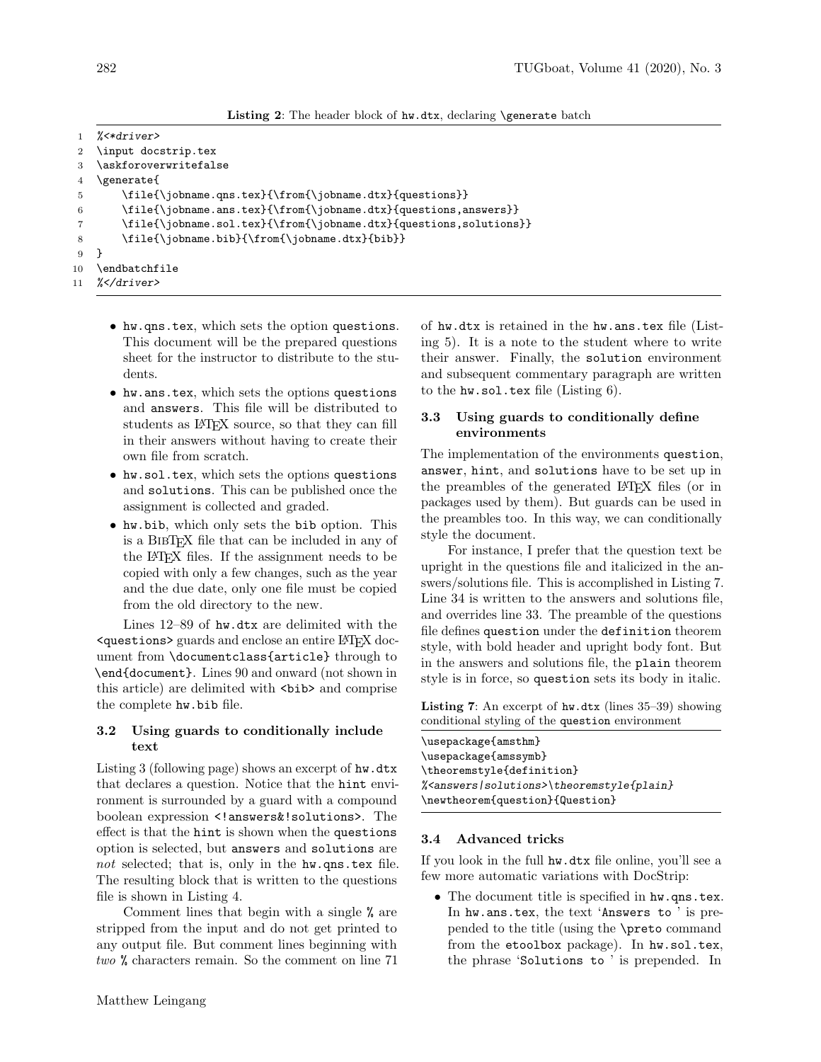**Listing 2**: The header block of hw.dtx, declaring \generate batch

```
1  %<*driver>
2  \input docstrip.tex
3  \askforoverwritefalse
4  \generate{
5      \file{\jobname.qns.tex}{\from{\jobname.dtx}{questions}}
6      \file{\jobname.ans.tex}{\from{\jobname.dtx}{questions,answers}}
7      \file{\jobname.sol.tex}{\from{\jobname.dtx}{questions,solutions}}
8      \file{\jobname.bib}{\from{\jobname.dtx}{bib}}
9  }
10 \endbatchfile
11 %</driver>
```

- hw.qns.tex, which sets the option questions. This document will be the prepared questions sheet for the instructor to distribute to the students.
- hw.ans.tex, which sets the options questions and answers. This file will be distributed to students as LaTeX source, so that they can fill in their answers without having to create their own file from scratch.
- hw.sol.tex, which sets the options questions and solutions. This can be published once the assignment is collected and graded.
- hw.bib, which only sets the bib option. This is a BibTeX file that can be included in any of the LaTeX files. If the assignment needs to be copied with only a few changes, such as the year and the due date, only one file must be copied from the old directory to the new.

Lines 12–89 of hw.dtx are delimited with the <questions> guards and enclose an entire LaTeX document from \documentclass{article} through to \end{document}. Lines 90 and onward (not shown in this article) are delimited with <bib> and comprise the complete hw.bib file.

### 3.2 Using guards to conditionally include text

Listing 3 (following page) shows an excerpt of hw.dtx that declares a question. Notice that the hint environment is surrounded by a guard with a compound boolean expression <!answers&!solutions>. The effect is that the hint is shown when the questions option is selected, but answers and solutions are *not* selected; that is, only in the hw.qns.tex file. The resulting block that is written to the questions file is shown in Listing 4.

Comment lines that begin with a single % are stripped from the input and do not get printed to any output file. But comment lines beginning with *two* % characters remain. So the comment on line 71 of hw.dtx is retained in the hw.ans.tex file (Listing 5). It is a note to the student where to write their answer. Finally, the solution environment and subsequent commentary paragraph are written to the hw.sol.tex file (Listing 6).

### 3.3 Using guards to conditionally define environments

The implementation of the environments question, answer, hint, and solutions have to be set up in the preambles of the generated LaTeX files (or in packages used by them). But guards can be used in the preambles too. In this way, we can conditionally style the document.

For instance, I prefer that the question text be upright in the questions file and italicized in the answers/solutions file. This is accomplished in Listing 7. Line 34 is written to the answers and solutions file, and overrides line 33. The preamble of the questions file defines question under the definition theorem style, with bold header and upright body font. But in the answers and solutions file, the plain theorem style is in force, so question sets its body in italic.

**Listing 7**: An excerpt of hw.dtx (lines 35–39) showing conditional styling of the question environment

```
\usepackage{amsthm}
\usepackage{amssymb}
\theoremstyle{definition}
%<answers|solutions>\theoremstyle{plain}
\newtheorem{question}{Question}
```

### 3.4 Advanced tricks

If you look in the full hw.dtx file online, you'll see a few more automatic variations with DocStrip:

- The document title is specified in hw.qns.tex. In hw.ans.tex, the text 'Answers to ' is prepended to the title (using the \preto command from the etoolbox package). In hw.sol.tex, the phrase 'Solutions to ' is prepended. In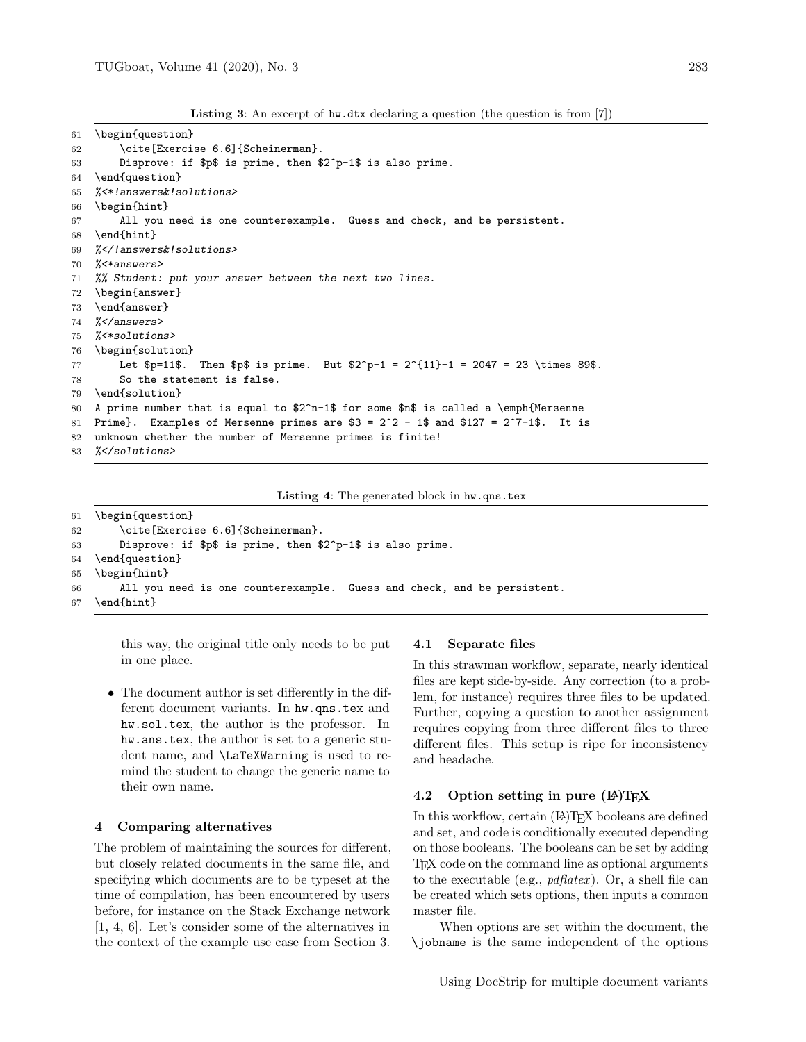**Listing 3**: An excerpt of `hw.dtx` declaring a question (the question is from [7])

```
61  \begin{question}
62      \cite[Exercise 6.6]{Scheinerman}.
63      Disprove: if $p$ is prime, then $2^p-1$ is also prime.
64  \end{question}
65  %<*!answers&!solutions>
66  \begin{hint}
67      All you need is one counterexample.  Guess and check, and be persistent.
68  \end{hint}
69  %</!answers&!solutions>
70  %<*answers>
71  %% Student: put your answer between the next two lines.
72  \begin{answer}
73  \end{answer}
74  %</answers>
75  %<*solutions>
76  \begin{solution}
77      Let $p=11$.  Then $p$ is prime.  But $2^p-1 = 2^{11}-1 = 2047 = 23 \times 89$.
78      So the statement is false.
79  \end{solution}
80  A prime number that is equal to $2^n-1$ for some $n$ is called a \emph{Mersenne
81  Prime}.  Examples of Mersenne primes are $3 = 2^2 - 1$ and $127 = 2^7-1$.  It is
82  unknown whether the number of Mersenne primes is finite!
83  %</solutions>
```

**Listing 4**: The generated block in `hw.qns.tex`

```
61  \begin{question}
62      \cite[Exercise 6.6]{Scheinerman}.
63      Disprove: if $p$ is prime, then $2^p-1$ is also prime.
64  \end{question}
65  \begin{hint}
66      All you need is one counterexample.  Guess and check, and be persistent.
67  \end{hint}
```

this way, the original title only needs to be put in one place.

- The document author is set differently in the different document variants. In `hw.qns.tex` and `hw.sol.tex`, the author is the professor. In `hw.ans.tex`, the author is set to a generic student name, and `\LaTeXWarning` is used to remind the student to change the generic name to their own name.

## 4 Comparing alternatives

The problem of maintaining the sources for different, but closely related documents in the same file, and specifying which documents are to be typeset at the time of compilation, has been encountered by users before, for instance on the Stack Exchange network [1, 4, 6]. Let's consider some of the alternatives in the context of the example use case from Section 3.

### 4.1 Separate files

In this strawman workflow, separate, nearly identical files are kept side-by-side. Any correction (to a problem, for instance) requires three files to be updated. Further, copying a question to another assignment requires copying from three different files to three different files. This setup is ripe for inconsistency and headache.

### 4.2 Option setting in pure (LA)TEX

In this workflow, certain (LA)TEX booleans are defined and set, and code is conditionally executed depending on those booleans. The booleans can be set by adding TEX code on the command line as optional arguments to the executable (e.g., *pdflatex*). Or, a shell file can be created which sets options, then inputs a common master file.

When options are set within the document, the `\jobname` is the same independent of the options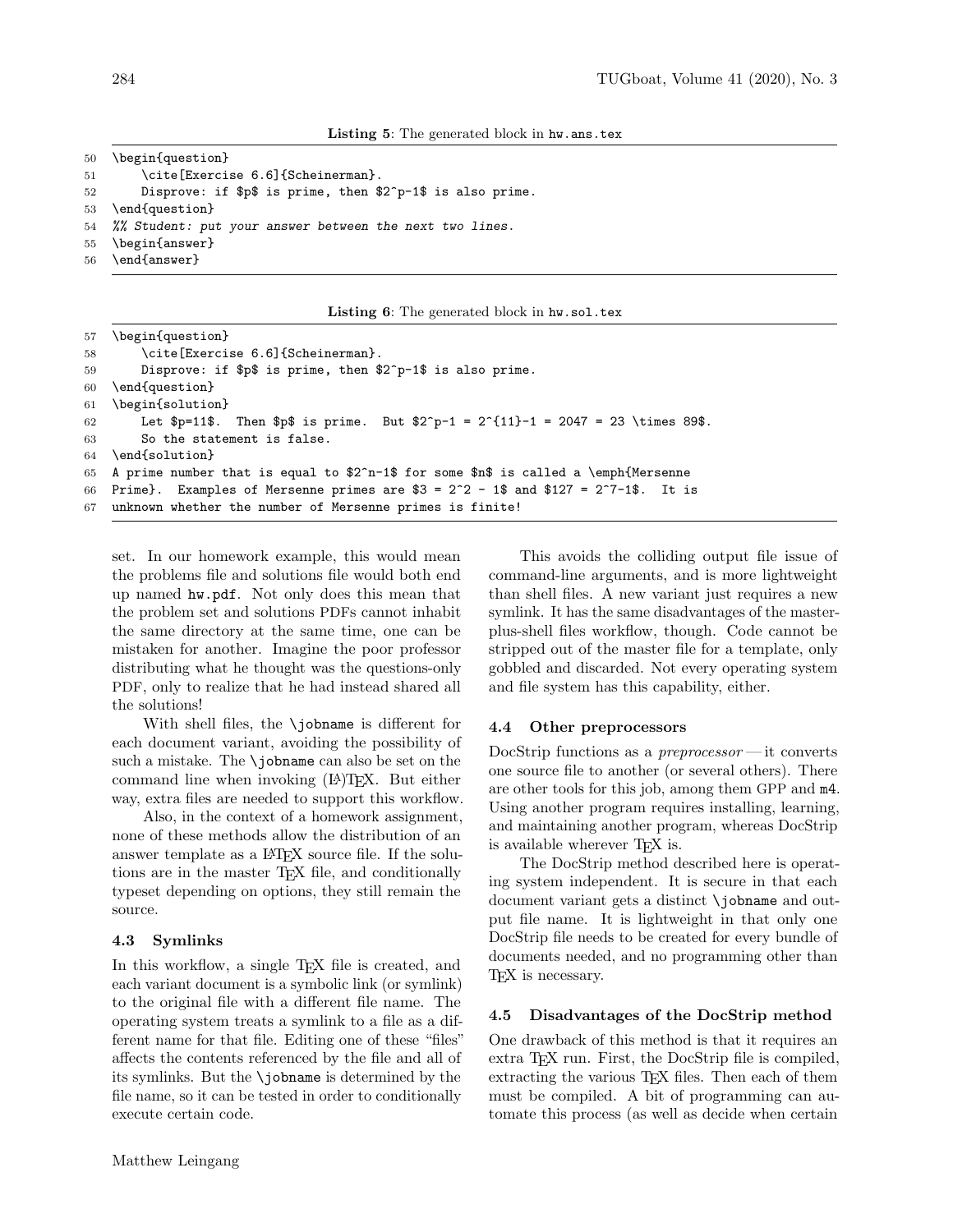**Listing 5**: The generated block in hw.ans.tex

```
50  \begin{question}
51      \cite[Exercise 6.6]{Scheinerman}.
52      Disprove: if $p$ is prime, then $2^p-1$ is also prime.
53  \end{question}
54  %% Student: put your answer between the next two lines.
55  \begin{answer}
56  \end{answer}
```

**Listing 6**: The generated block in hw.sol.tex

```
57  \begin{question}
58      \cite[Exercise 6.6]{Scheinerman}.
59      Disprove: if $p$ is prime, then $2^p-1$ is also prime.
60  \end{question}
61  \begin{solution}
62      Let $p=11$.  Then $p$ is prime.  But $2^p-1 = 2^{11}-1 = 2047 = 23 \times 89$.
63      So the statement is false.
64  \end{solution}
65  A prime number that is equal to $2^n-1$ for some $n$ is called a \emph{Mersenne
66  Prime}.  Examples of Mersenne primes are $3 = 2^2 - 1$ and $127 = 2^7-1$.  It is
67  unknown whether the number of Mersenne primes is finite!
```

set. In our homework example, this would mean the problems file and solutions file would both end up named hw.pdf. Not only does this mean that the problem set and solutions PDFs cannot inhabit the same directory at the same time, one can be mistaken for another. Imagine the poor professor distributing what he thought was the questions-only PDF, only to realize that he had instead shared all the solutions!

With shell files, the \jobname is different for each document variant, avoiding the possibility of such a mistake. The \jobname can also be set on the command line when invoking (LA)TEX. But either way, extra files are needed to support this workflow.

Also, in the context of a homework assignment, none of these methods allow the distribution of an answer template as a LATEX source file. If the solutions are in the master TEX file, and conditionally typeset depending on options, they still remain the source.

### 4.3 Symlinks

In this workflow, a single TEX file is created, and each variant document is a symbolic link (or symlink) to the original file with a different file name. The operating system treats a symlink to a file as a different name for that file. Editing one of these "files" affects the contents referenced by the file and all of its symlinks. But the \jobname is determined by the file name, so it can be tested in order to conditionally execute certain code.

This avoids the colliding output file issue of command-line arguments, and is more lightweight than shell files. A new variant just requires a new symlink. It has the same disadvantages of the master-plus-shell files workflow, though. Code cannot be stripped out of the master file for a template, only gobbled and discarded. Not every operating system and file system has this capability, either.

### 4.4 Other preprocessors

DocStrip functions as a *preprocessor* — it converts one source file to another (or several others). There are other tools for this job, among them GPP and m4. Using another program requires installing, learning, and maintaining another program, whereas DocStrip is available wherever TEX is.

The DocStrip method described here is operating system independent. It is secure in that each document variant gets a distinct \jobname and output file name. It is lightweight in that only one DocStrip file needs to be created for every bundle of documents needed, and no programming other than TEX is necessary.

### 4.5 Disadvantages of the DocStrip method

One drawback of this method is that it requires an extra TEX run. First, the DocStrip file is compiled, extracting the various TEX files. Then each of them must be compiled. A bit of programming can automate this process (as well as decide when certain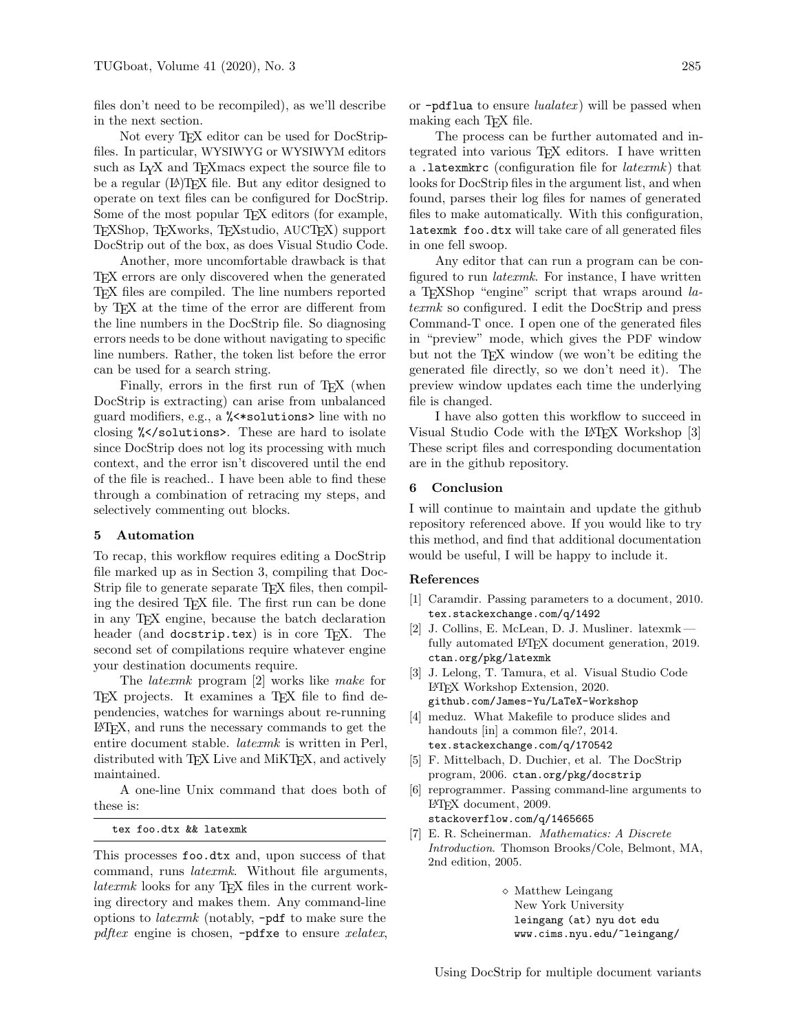files don't need to be recompiled), as we'll describe in the next section.

Not every TeX editor can be used for DocStrip-files. In particular, WYSIWYG or WYSIWYM editors such as LyX and TeXmacs expect the source file to be a regular (LA)TeX file. But any editor designed to operate on text files can be configured for DocStrip. Some of the most popular TeX editors (for example, TeXShop, TeXworks, TeXstudio, AUCTeX) support DocStrip out of the box, as does Visual Studio Code.

Another, more uncomfortable drawback is that TeX errors are only discovered when the generated TeX files are compiled. The line numbers reported by TeX at the time of the error are different from the line numbers in the DocStrip file. So diagnosing errors needs to be done without navigating to specific line numbers. Rather, the token list before the error can be used for a search string.

Finally, errors in the first run of TeX (when DocStrip is extracting) can arise from unbalanced guard modifiers, e.g., a `%<*solutions>` line with no closing `%</solutions>`. These are hard to isolate since DocStrip does not log its processing with much context, and the error isn't discovered until the end of the file is reached.. I have been able to find these through a combination of retracing my steps, and selectively commenting out blocks.

## 5 Automation

To recap, this workflow requires editing a DocStrip file marked up as in Section 3, compiling that DocStrip file to generate separate TeX files, then compiling the desired TeX file. The first run can be done in any TeX engine, because the batch declaration header (and `docstrip.tex`) is in core TeX. The second set of compilations require whatever engine your destination documents require.

The *latexmk* program [2] works like *make* for TeX projects. It examines a TeX file to find dependencies, watches for warnings about re-running LaTeX, and runs the necessary commands to get the entire document stable. *latexmk* is written in Perl, distributed with TeX Live and MiKTeX, and actively maintained.

A one-line Unix command that does both of these is:

```
tex foo.dtx && latexmk
```

This processes `foo.dtx` and, upon success of that command, runs *latexmk*. Without file arguments, *latexmk* looks for any TeX files in the current working directory and makes them. Any command-line options to *latexmk* (notably, `-pdf` to make sure the *pdftex* engine is chosen, `-pdfxe` to ensure *xelatex*, or `-pdflua` to ensure *lualatex*) will be passed when making each TeX file.

The process can be further automated and integrated into various TeX editors. I have written a `.latexmkrc` (configuration file for *latexmk*) that looks for DocStrip files in the argument list, and when found, parses their log files for names of generated files to make automatically. With this configuration, `latexmk foo.dtx` will take care of all generated files in one fell swoop.

Any editor that can run a program can be configured to run *latexmk*. For instance, I have written a TeXShop "engine" script that wraps around *latexmk* so configured. I edit the DocStrip and press Command-T once. I open one of the generated files in "preview" mode, which gives the PDF window but not the TeX window (we won't be editing the generated file directly, so we don't need it). The preview window updates each time the underlying file is changed.

I have also gotten this workflow to succeed in Visual Studio Code with the LaTeX Workshop [3] These script files and corresponding documentation are in the github repository.

## 6 Conclusion

I will continue to maintain and update the github repository referenced above. If you would like to try this method, and find that additional documentation would be useful, I will be happy to include it.

## References

[1] Caramdir. Passing parameters to a document, 2010. `tex.stackexchange.com/q/1492`

[2] J. Collins, E. McLean, D. J. Musliner. latexmk — fully automated LaTeX document generation, 2019. `ctan.org/pkg/latexmk`

[3] J. Lelong, T. Tamura, et al. Visual Studio Code LaTeX Workshop Extension, 2020. `github.com/James-Yu/LaTeX-Workshop`

[4] meduz. What Makefile to produce slides and handouts [in] a common file?, 2014. `tex.stackexchange.com/q/170542`

[5] F. Mittelbach, D. Duchier, et al. The DocStrip program, 2006. `ctan.org/pkg/docstrip`

[6] reprogrammer. Passing command-line arguments to LaTeX document, 2009. `stackoverflow.com/q/1465665`

[7] E. R. Scheinerman. *Mathematics: A Discrete Introduction*. Thomson Brooks/Cole, Belmont, MA, 2nd edition, 2005.

◇ Matthew Leingang
New York University
`leingang (at) nyu dot edu`
`www.cims.nyu.edu/~leingang/`